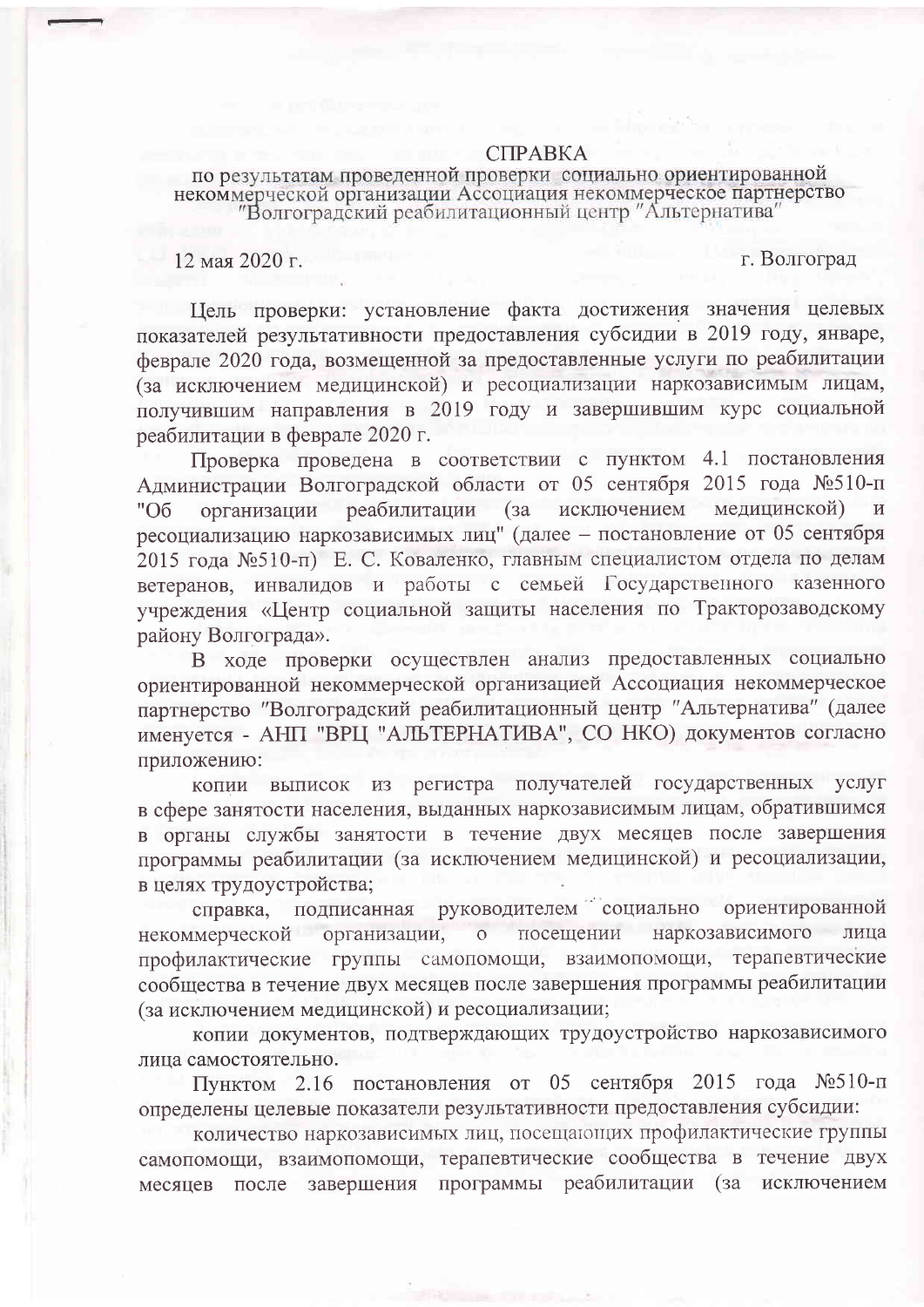# СПРАВКА

по результатам проведенной проверки социально ориентированной некоммерческой организации Ассоциация некоммерческое партнерство "Волгоградский реабилитационный центр "Альтернатива"

12 мая 2020 г. г. Волгоград

Цель проверки: установление факта достижения значения целевых показателей результативности предоставления субсидии в 2019 году, январе, феврале 2020 года, возмещенной за предоставленные услуги по реабилитации (за исключением медицинской) и ресоциализации наркозависимым лицам, получившим направления в 2019 году и завершившим курс социальной реабилитации в феврале 2020 г.

Проверка проведена в соответствии с пунктом 4.1 постановления Администрации Волгоградской области от 05 сентября 2015 года №510-п "Об организации реабилитации (за исключением медицинской) и ресоциализацию наркозависимых лиц" (далее – постановление от 05 сентября 2015 года №510-п) Е. С. Коваленко, главным специалистом отдела по делам ветеранов, инвалидов и работы с семьей Государственного казенного учреждения «Центр социальной защиты населения по Тракторозаводскому району Волгограда».

В ходе проверки осуществлен анализ предоставленных социально ориентированной некоммерческой организацией Ассоциация некоммерческое партнерство "Волгоградский реабилитационный центр "Альтернатива" (далее именуется - АНП "ВРЦ "АЛЬТЕРНАТИВА", СО НКО) документов согласно приложению:

копии выписок из регистра получателей государственных услуг в сфере занятости населения, выданных наркозависимым лицам, обратившимся в органы службы занятости в течение двух месяцев после завершения программы реабилитации (за исключением медицинской) и ресоциализации, в целях трудоустройства;

справка, подписанная руководителем социально ориентированной некоммерческой организации, о посещении наркозависимого лица профилактические группы самопомощи, взаимопомощи, терапевтические сообщества в течение двух месяцев после завершения программы реабилитации (за исключением медицинской) и ресоциализации;

копии документов, подтверждающих трудоустройство наркозависимого лица самостоятельно.

Пунктом 2.16 постановления от 05 сентября 2015 года №510-п определены целевые показатели результативности предоставления субсидии:

количество наркозависимых лиц, посещающих профилактические группы самопомощи, взаимопомощи, терапевтические сообщества в течение двух месяцев после завершения программы реабилитации (за исключением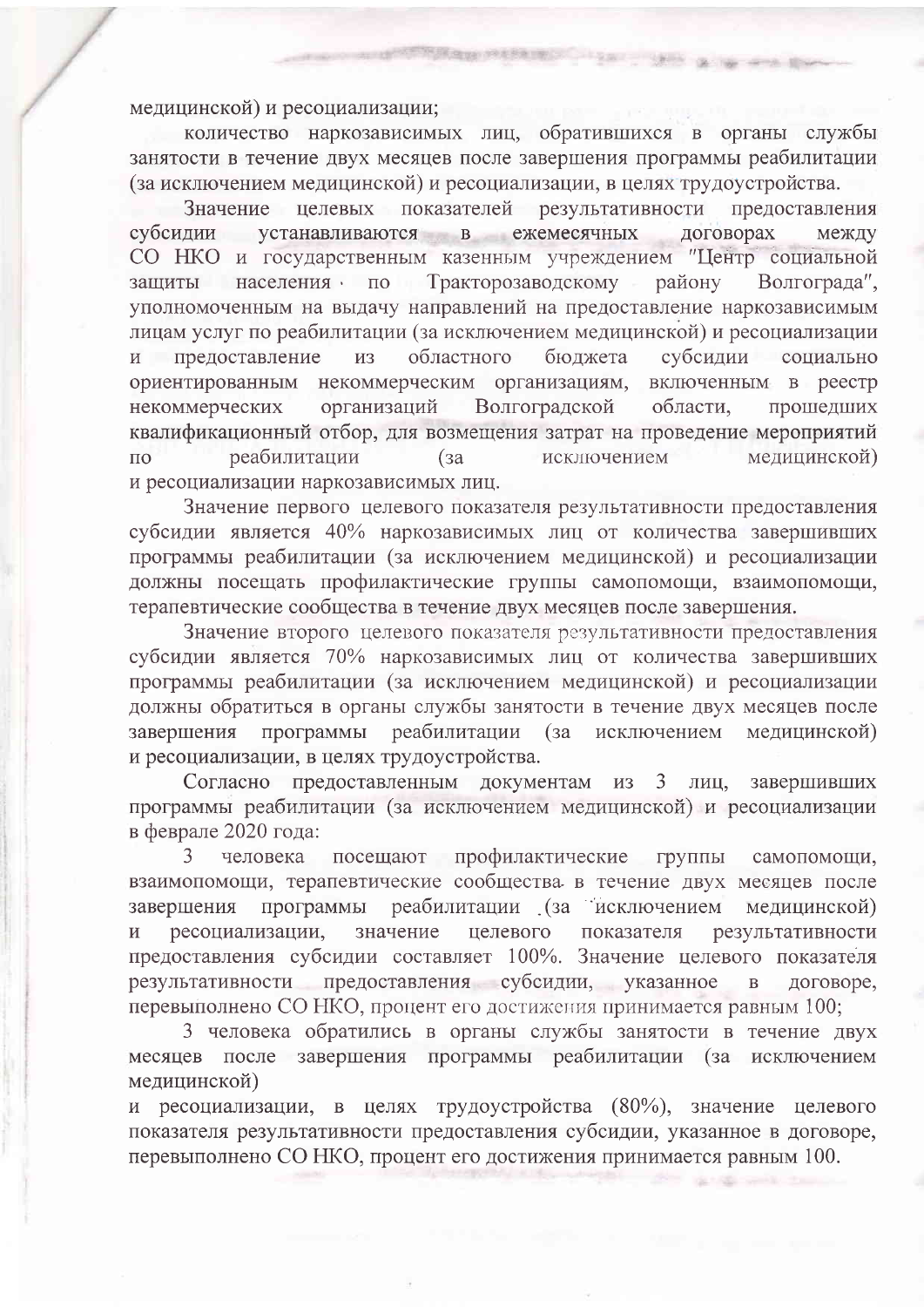медицинской) и ресоциализации;

количество наркозависимых лиц, обратившихся в органы службы занятости в течение двух месяцев после завершения программы реабилитации (за исключением медицинской) и ресоциализации, в целях трудоустройства.

Значение целевых показателей результативности предоставления субсидии устанавливаются в ежемесячных договорах между СО НКО и государственным казенным учреждением "Центр социальной защиты населения по Тракторозаводскому району Волгограда", уполномоченным на выдачу направлений на предоставление наркозависимым лицам услуг по реабилитации (за исключением медицинской) и ресоциализации и предоставление из областного бюджета субсидии социально ориентированным некоммерческим организациям, включенным в реестр некоммерческих организаций Волгоградской области, прошедших квалификационный отбор, для возмещения затрат на проведение мероприятий по реабилитации (за исключением медицинской) и ресоциализации наркозависимых лиц.

Значение первого целевого показателя результативности предоставления субсидии является 40% наркозависимых лиц от количества завершивших программы реабилитации (за исключением медицинской) и ресоциализации должны посещать профилактические группы самопомощи, взаимопомощи, терапевтические сообщества в течение двух месяцев после завершения.

Значение второго целевого показателя результативности предоставления субсидии является 70% наркозависимых лиц от количества завершивших программы реабилитации (за исключением медицинской) и ресоциализации должны обратиться в органы службы занятости в течение двух месяцев после завершения программы реабилитации (за исключением медицинской) и ресоциализации, в целях трудоустройства.

Согласно предоставленным документам из 3 лиц, завершивших программы реабилитации (за исключением медицинской) и ресоциализации в феврале 2020 года:

3 человека посещают профилактические группы самопомощи, взаимопомощи, терапевтические сообщества в течение двух месяцев после завершения программы реабилитации (за исключением медицинской) и ресоциализации, значение целевого показателя результативности предоставления субсидии составляет 100%. Значение целевого показателя результативности предоставления субсидии, указанное в договоре, перевыполнено СО НКО, процент его достижения принимается равным 100;

3 человека обратились в органы службы занятости в течение двух месяцев после завершения программы реабилитации (за исключением медицинской)
и ресоциализации, в целях трудоустройства (80%), значение целевого показателя результативности предоставления субсидии, указанное в договоре, перевыполнено СО НКО, процент его достижения принимается равным 100.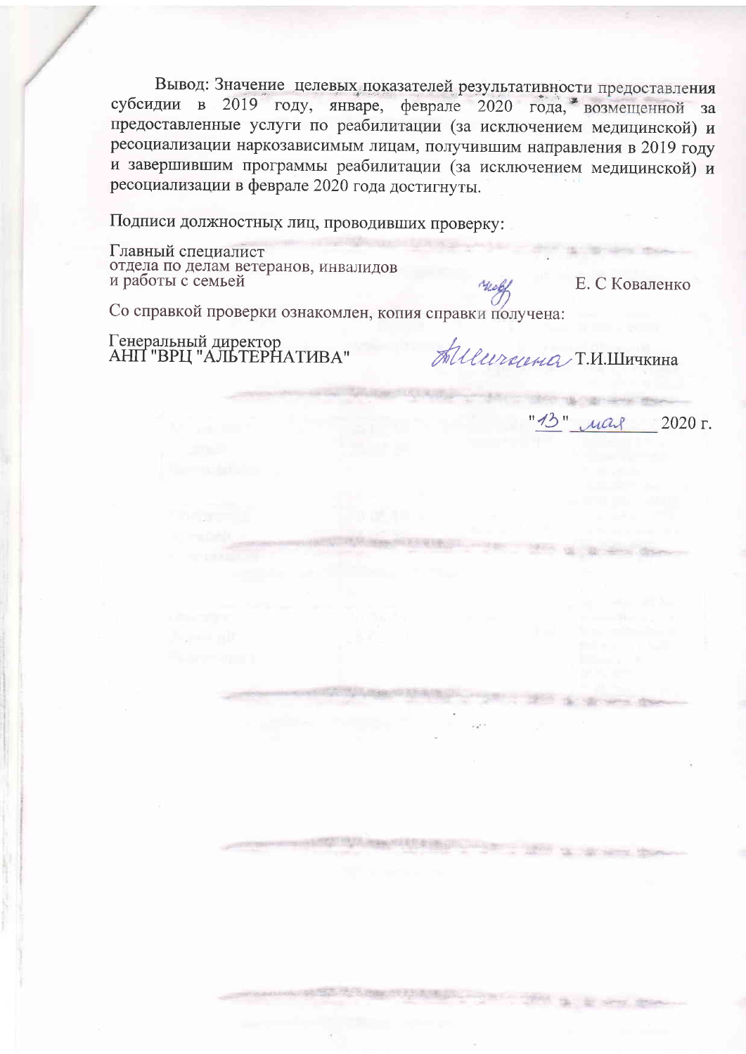Вывод: Значение целевых показателей результативности предоставления субсидии в 2019 году, январе, феврале 2020 года, возмещенной за предоставленные услуги по реабилитации (за исключением медицинской) и ресоциализации наркозависимым лицам, получившим направления в 2019 году и завершившим программы реабилитации (за исключением медицинской) и ресоциализации в феврале 2020 года достигнуты.

Подписи должностных лиц, проводивших проверку:

Главный специалист
отдела по делам ветеранов, инвалидов
и работы с семьей Е. С Коваленко

Со справкой проверки ознакомлен, копия справки получена:

Генеральный директор
АНП "ВРЦ "АЛЬТЕРНАТИВА" Т.И.Шичкина

"13" мая 2020 г.